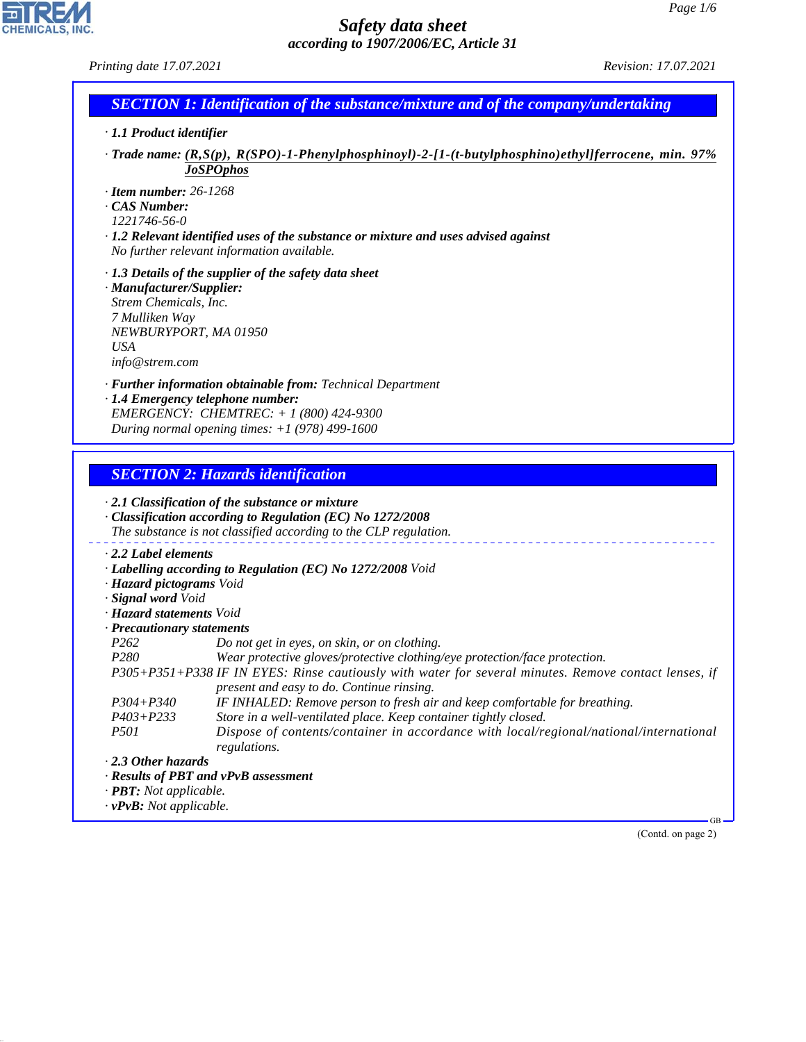# Safety data sheet

*according to 1907/2006/EC, Article 31*

Printing date 17.07.2021 Revision: 17.07.2021

## SECTION 1: Identification of the substance/mixture and of the company/undertaking

· **1.1 Product identifier**

· **Trade name:** **(R,S(p), R(SPO)-1-Phenylphosphinoyl)-2-[1-(t-butylphosphino)ethyl]ferrocene, min. 97% JoSPOphos**

· **Item number:** 26-1268
· **CAS Number:**
1221746-56-0
· **1.2 Relevant identified uses of the substance or mixture and uses advised against**
No further relevant information available.

· **1.3 Details of the supplier of the safety data sheet**
· **Manufacturer/Supplier:**
Strem Chemicals, Inc.
7 Mulliken Way
NEWBURYPORT, MA 01950
USA
info@strem.com

· **Further information obtainable from:** Technical Department
· **1.4 Emergency telephone number:**
EMERGENCY: CHEMTREC: + 1 (800) 424-9300
During normal opening times: +1 (978) 499-1600

## SECTION 2: Hazards identification

· **2.1 Classification of the substance or mixture**
· **Classification according to Regulation (EC) No 1272/2008**
The substance is not classified according to the CLP regulation.

· **2.2 Label elements**
· **Labelling according to Regulation (EC) No 1272/2008** Void
· **Hazard pictograms** Void
· **Signal word** Void
· **Hazard statements** Void
· **Precautionary statements**

| | |
|---|---|
| P262 | Do not get in eyes, on skin, or on clothing. |
| P280 | Wear protective gloves/protective clothing/eye protection/face protection. |
| P305+P351+P338 | IF IN EYES: Rinse cautiously with water for several minutes. Remove contact lenses, if present and easy to do. Continue rinsing. |
| P304+P340 | IF INHALED: Remove person to fresh air and keep comfortable for breathing. |
| P403+P233 | Store in a well-ventilated place. Keep container tightly closed. |
| P501 | Dispose of contents/container in accordance with local/regional/national/international regulations. |

· **2.3 Other hazards**
· **Results of PBT and vPvB assessment**
· **PBT:** Not applicable.
· **vPvB:** Not applicable.

(Contd. on page 2)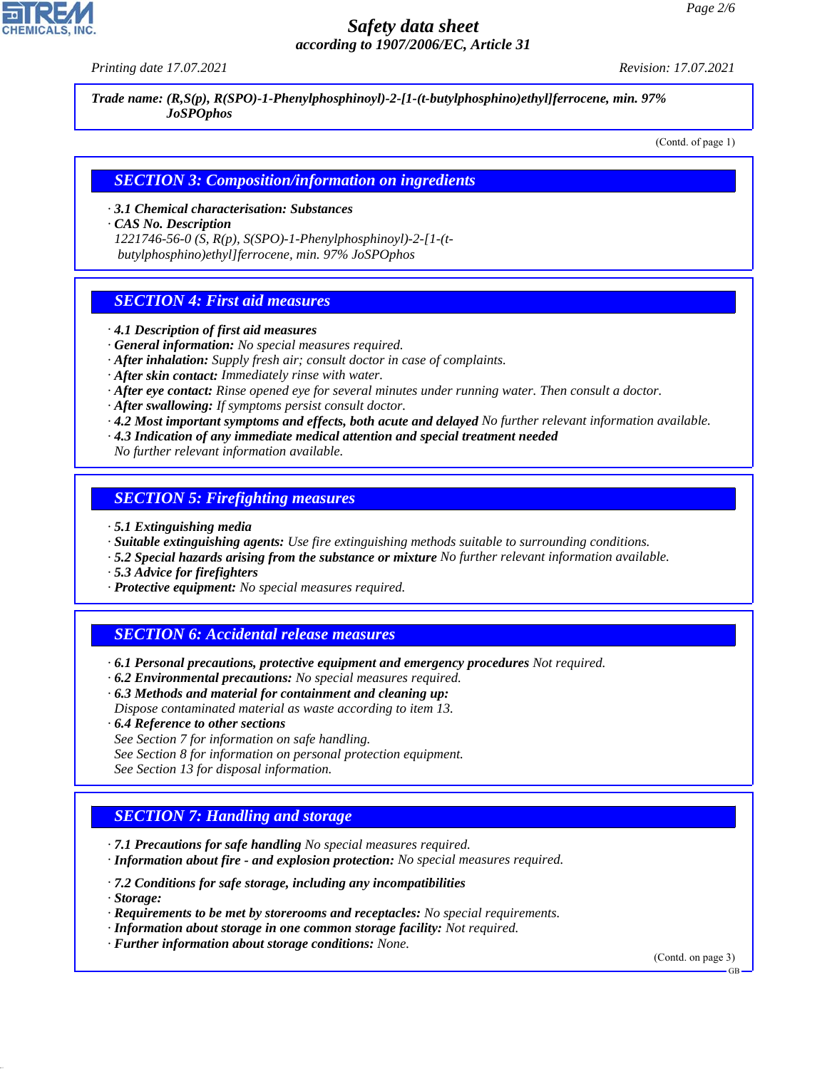**Trade name: (R,S(p), R(SPO)-1-Phenylphosphinoyl)-2-[1-(t-butylphosphino)ethyl]ferrocene, min. 97% JoSPOphos**

(Contd. of page 1)

## SECTION 3: Composition/information on ingredients

· **3.1 Chemical characterisation: Substances**
· **CAS No. Description**
1221746-56-0 (S, R(p), S(SPO)-1-Phenylphosphinoyl)-2-[1-(t-butylphosphino)ethyl]ferrocene, min. 97% JoSPOphos

## SECTION 4: First aid measures

· **4.1 Description of first aid measures**
· **General information:** No special measures required.
· **After inhalation:** Supply fresh air; consult doctor in case of complaints.
· **After skin contact:** Immediately rinse with water.
· **After eye contact:** Rinse opened eye for several minutes under running water. Then consult a doctor.
· **After swallowing:** If symptoms persist consult doctor.
· **4.2 Most important symptoms and effects, both acute and delayed** No further relevant information available.
· **4.3 Indication of any immediate medical attention and special treatment needed**
No further relevant information available.

## SECTION 5: Firefighting measures

· **5.1 Extinguishing media**
· **Suitable extinguishing agents:** Use fire extinguishing methods suitable to surrounding conditions.
· **5.2 Special hazards arising from the substance or mixture** No further relevant information available.
· **5.3 Advice for firefighters**
· **Protective equipment:** No special measures required.

## SECTION 6: Accidental release measures

· **6.1 Personal precautions, protective equipment and emergency procedures** Not required.
· **6.2 Environmental precautions:** No special measures required.
· **6.3 Methods and material for containment and cleaning up:**
Dispose contaminated material as waste according to item 13.
· **6.4 Reference to other sections**
See Section 7 for information on safe handling.
See Section 8 for information on personal protection equipment.
See Section 13 for disposal information.

## SECTION 7: Handling and storage

· **7.1 Precautions for safe handling** No special measures required.
· **Information about fire - and explosion protection:** No special measures required.

· **7.2 Conditions for safe storage, including any incompatibilities**
· **Storage:**
· **Requirements to be met by storerooms and receptacles:** No special requirements.
· **Information about storage in one common storage facility:** Not required.
· **Further information about storage conditions:** None.

(Contd. on page 3)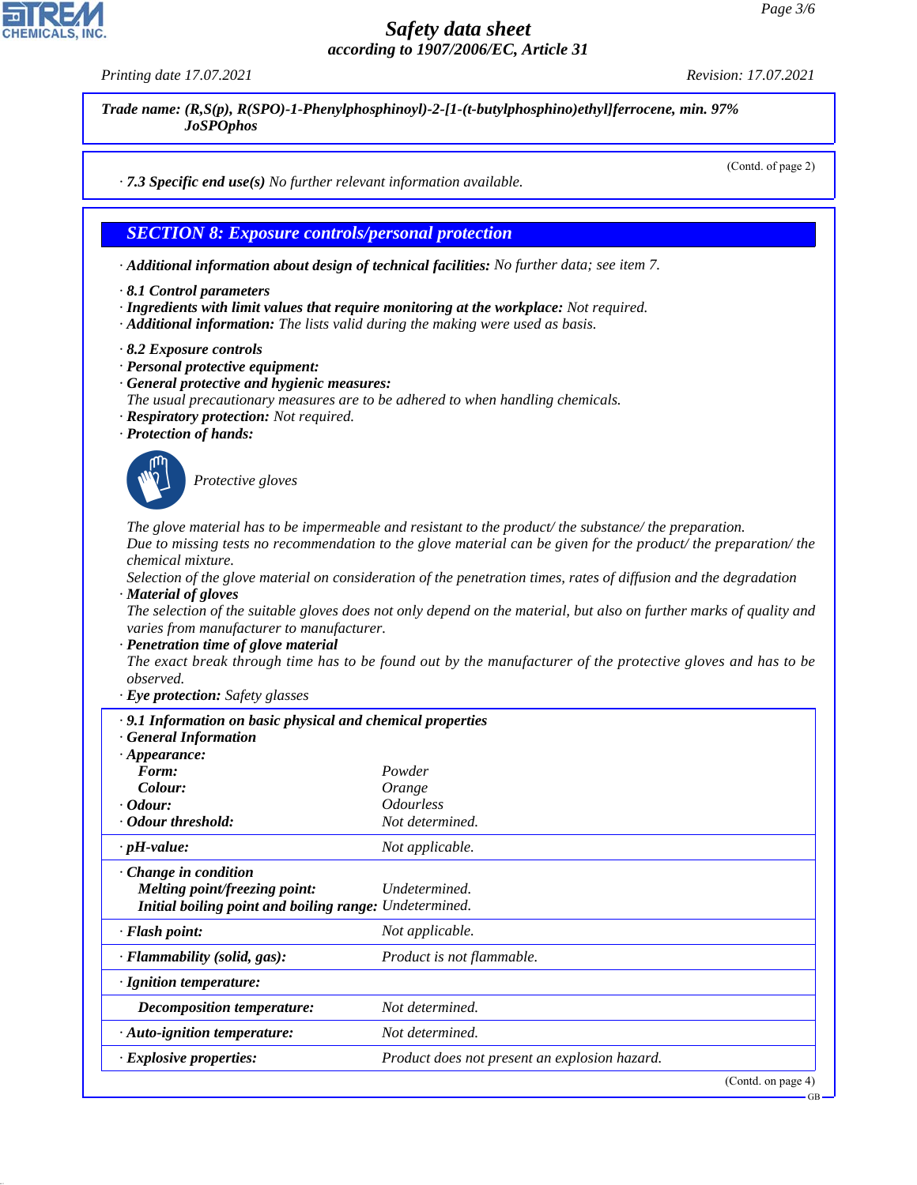**Trade name: (R,S(p), R(SPO)-1-Phenylphosphinoyl)-2-[1-(t-butylphosphino)ethyl]ferrocene, min. 97% JoSPOphos**

(Contd. of page 2)

· **7.3 Specific end use(s)** No further relevant information available.

## SECTION 8: Exposure controls/personal protection

· **Additional information about design of technical facilities:** No further data; see item 7.

· **8.1 Control parameters**
· **Ingredients with limit values that require monitoring at the workplace:** Not required.
· **Additional information:** The lists valid during the making were used as basis.

· **8.2 Exposure controls**
· **Personal protective equipment:**
· **General protective and hygienic measures:**
The usual precautionary measures are to be adhered to when handling chemicals.
· **Respiratory protection:** Not required.
· **Protection of hands:**

Protective gloves

The glove material has to be impermeable and resistant to the product/ the substance/ the preparation.
Due to missing tests no recommendation to the glove material can be given for the product/ the preparation/ the chemical mixture.
Selection of the glove material on consideration of the penetration times, rates of diffusion and the degradation
· **Material of gloves**
The selection of the suitable gloves does not only depend on the material, but also on further marks of quality and varies from manufacturer to manufacturer.
· **Penetration time of glove material**
The exact break through time has to be found out by the manufacturer of the protective gloves and has to be observed.
· **Eye protection:** Safety glasses

| · **9.1 Information on basic physical and chemical properties** | |
|---|---|
| · **General Information** | |
| · **Appearance:** | |
| **Form:** | Powder |
| **Colour:** | Orange |
| · **Odour:** | Odourless |
| · **Odour threshold:** | Not determined. |
| · **pH-value:** | Not applicable. |
| · **Change in condition** | |
| **Melting point/freezing point:** | Undetermined. |
| **Initial boiling point and boiling range:** | Undetermined. |
| · **Flash point:** | Not applicable. |
| · **Flammability (solid, gas):** | Product is not flammable. |
| · **Ignition temperature:** | |
| **Decomposition temperature:** | Not determined. |
| · **Auto-ignition temperature:** | Not determined. |
| · **Explosive properties:** | Product does not present an explosion hazard. |

(Contd. on page 4)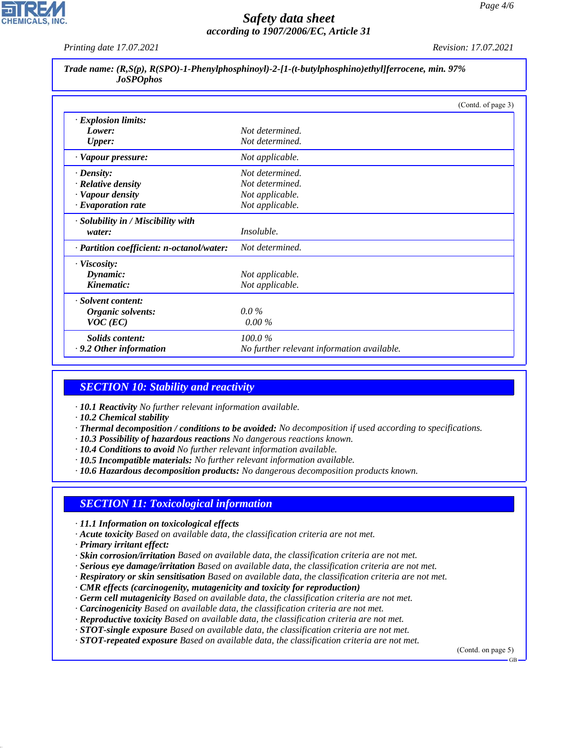**Trade name: (R,S(p), R(SPO)-1-Phenylphosphinoyl)-2-[1-(t-butylphosphino)ethyl]ferrocene, min. 97% JoSPOphos**

(Contd. of page 3)

| | |
|---|---|
| · **Explosion limits:** | |
| **Lower:** | Not determined. |
| **Upper:** | Not determined. |
| · **Vapour pressure:** | Not applicable. |
| · **Density:** | Not determined. |
| · **Relative density** | Not determined. |
| · **Vapour density** | Not applicable. |
| · **Evaporation rate** | Not applicable. |
| · **Solubility in / Miscibility with water:** | Insoluble. |
| · **Partition coefficient: n-octanol/water:** | Not determined. |
| · **Viscosity:** | |
| **Dynamic:** | Not applicable. |
| **Kinematic:** | Not applicable. |
| · **Solvent content:** | |
| **Organic solvents:** | 0.0 % |
| **VOC (EC)** | 0.00 % |
| **Solids content:** | 100.0 % |
| · **9.2 Other information** | No further relevant information available. |

## SECTION 10: Stability and reactivity

· **10.1 Reactivity** No further relevant information available.
· **10.2 Chemical stability**
· **Thermal decomposition / conditions to be avoided:** No decomposition if used according to specifications.
· **10.3 Possibility of hazardous reactions** No dangerous reactions known.
· **10.4 Conditions to avoid** No further relevant information available.
· **10.5 Incompatible materials:** No further relevant information available.
· **10.6 Hazardous decomposition products:** No dangerous decomposition products known.

## SECTION 11: Toxicological information

· **11.1 Information on toxicological effects**
· **Acute toxicity** Based on available data, the classification criteria are not met.
· **Primary irritant effect:**
· **Skin corrosion/irritation** Based on available data, the classification criteria are not met.
· **Serious eye damage/irritation** Based on available data, the classification criteria are not met.
· **Respiratory or skin sensitisation** Based on available data, the classification criteria are not met.
· **CMR effects (carcinogenity, mutagenicity and toxicity for reproduction)**
· **Germ cell mutagenicity** Based on available data, the classification criteria are not met.
· **Carcinogenicity** Based on available data, the classification criteria are not met.
· **Reproductive toxicity** Based on available data, the classification criteria are not met.
· **STOT-single exposure** Based on available data, the classification criteria are not met.
· **STOT-repeated exposure** Based on available data, the classification criteria are not met.

(Contd. on page 5)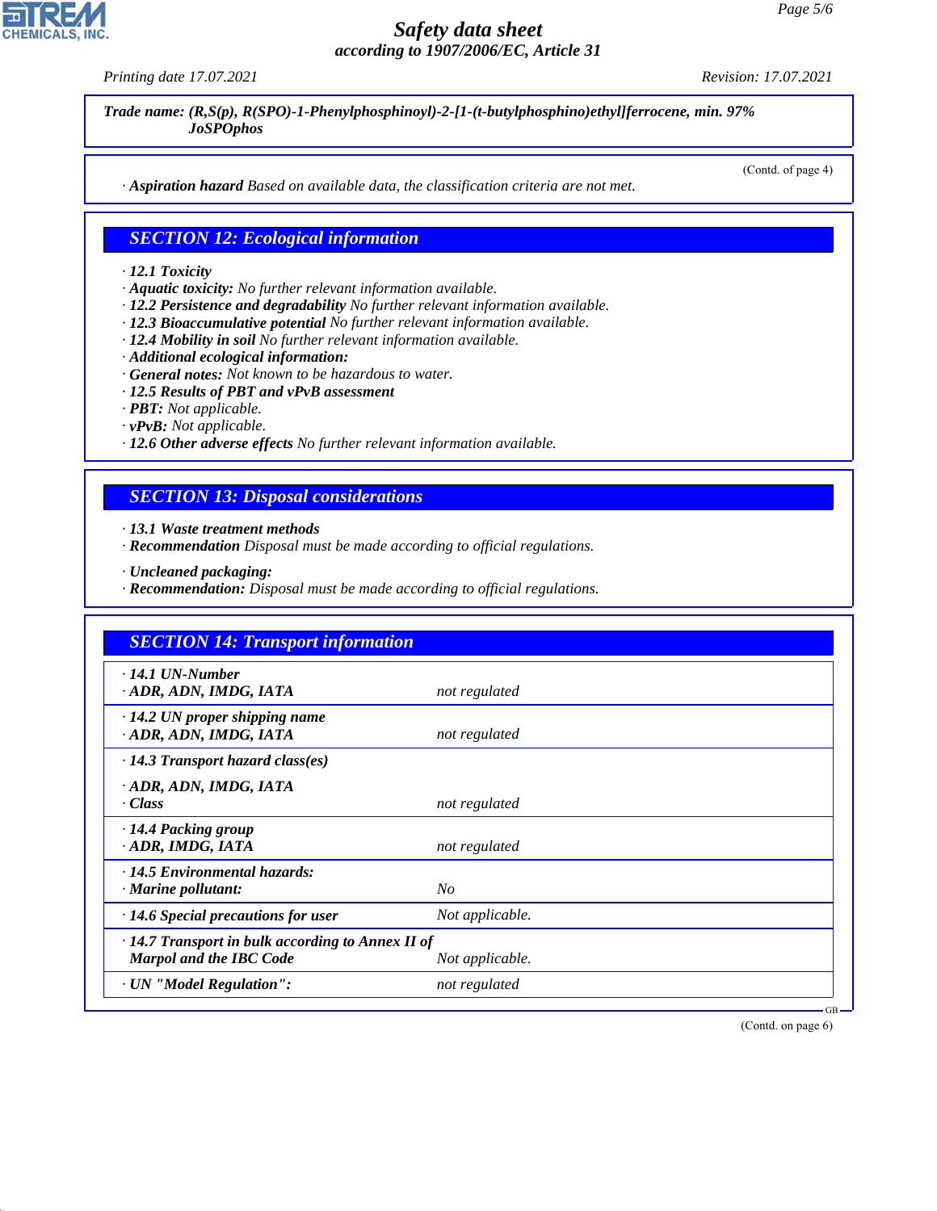**Trade name: (R,S(p), R(SPO)-1-Phenylphosphinoyl)-2-[1-(t-butylphosphino)ethyl]ferrocene, min. 97% JoSPOphos**

(Contd. of page 4)

· **Aspiration hazard** Based on available data, the classification criteria are not met.

## SECTION 12: Ecological information

· **12.1 Toxicity**
· **Aquatic toxicity:** No further relevant information available.
· **12.2 Persistence and degradability** No further relevant information available.
· **12.3 Bioaccumulative potential** No further relevant information available.
· **12.4 Mobility in soil** No further relevant information available.
· **Additional ecological information:**
· **General notes:** Not known to be hazardous to water.
· **12.5 Results of PBT and vPvB assessment**
· **PBT:** Not applicable.
· **vPvB:** Not applicable.
· **12.6 Other adverse effects** No further relevant information available.

## SECTION 13: Disposal considerations

· **13.1 Waste treatment methods**
· **Recommendation** Disposal must be made according to official regulations.

· **Uncleaned packaging:**
· **Recommendation:** Disposal must be made according to official regulations.

## SECTION 14: Transport information

| | |
|---|---|
| · **14.1 UN-Number** | |
| · **ADR, ADN, IMDG, IATA** | not regulated |
| · **14.2 UN proper shipping name** | |
| · **ADR, ADN, IMDG, IATA** | not regulated |
| · **14.3 Transport hazard class(es)** | |
| · **ADR, ADN, IMDG, IATA** | |
| · **Class** | not regulated |
| · **14.4 Packing group** | |
| · **ADR, IMDG, IATA** | not regulated |
| · **14.5 Environmental hazards:** | |
| · **Marine pollutant:** | No |
| · **14.6 Special precautions for user** | Not applicable. |
| · **14.7 Transport in bulk according to Annex II of Marpol and the IBC Code** | Not applicable. |
| · **UN "Model Regulation":** | not regulated |

(Contd. on page 6)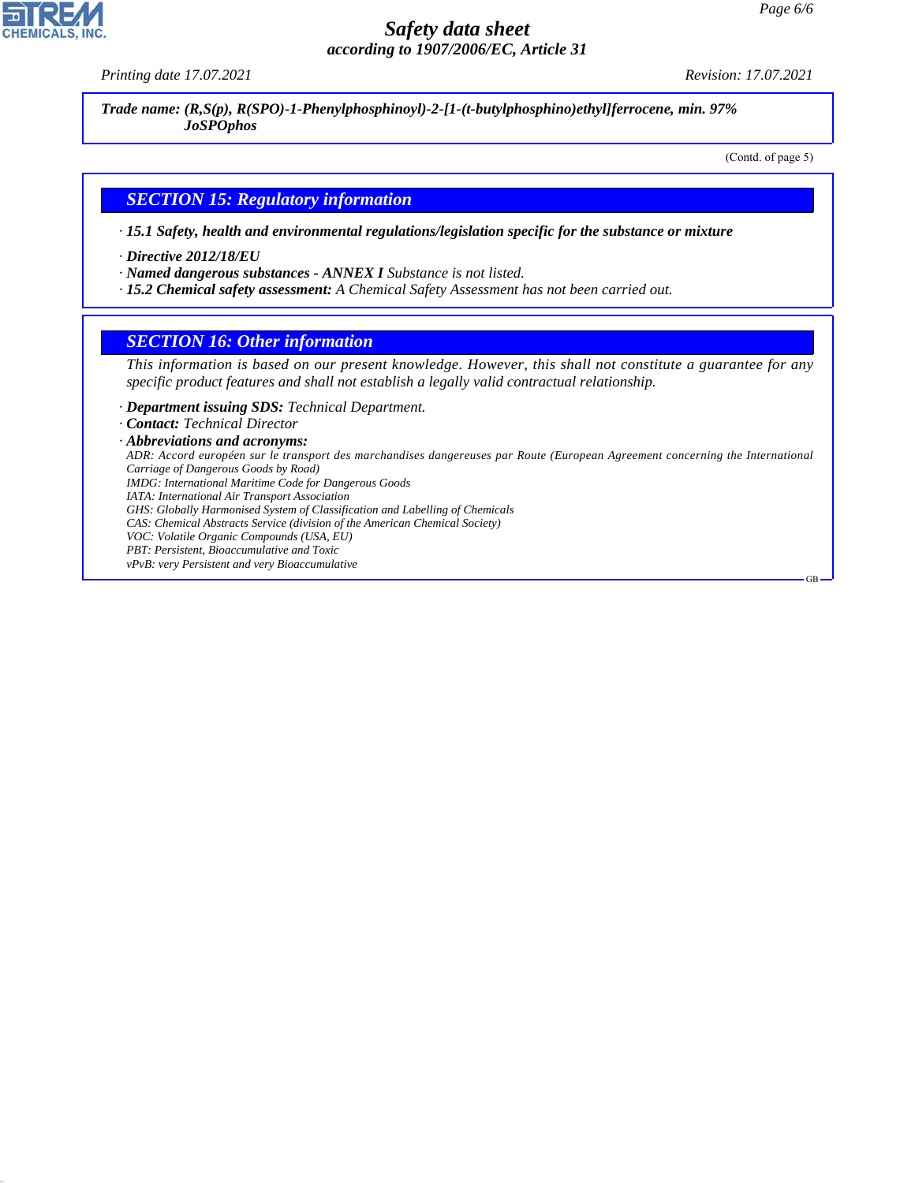**Trade name: (R,S(p), R(SPO)-1-Phenylphosphinoyl)-2-[1-(t-butylphosphino)ethyl]ferrocene, min. 97% JoSPOphos**

(Contd. of page 5)

## SECTION 15: Regulatory information

· **15.1 Safety, health and environmental regulations/legislation specific for the substance or mixture**

· **Directive 2012/18/EU**
· **Named dangerous substances - ANNEX I** Substance is not listed.
· **15.2 Chemical safety assessment:** A Chemical Safety Assessment has not been carried out.

## SECTION 16: Other information

This information is based on our present knowledge. However, this shall not constitute a guarantee for any specific product features and shall not establish a legally valid contractual relationship.

· **Department issuing SDS:** Technical Department.
· **Contact:** Technical Director
· **Abbreviations and acronyms:**
ADR: Accord européen sur le transport des marchandises dangereuses par Route (European Agreement concerning the International Carriage of Dangerous Goods by Road)
IMDG: International Maritime Code for Dangerous Goods
IATA: International Air Transport Association
GHS: Globally Harmonised System of Classification and Labelling of Chemicals
CAS: Chemical Abstracts Service (division of the American Chemical Society)
VOC: Volatile Organic Compounds (USA, EU)
PBT: Persistent, Bioaccumulative and Toxic
vPvB: very Persistent and very Bioaccumulative